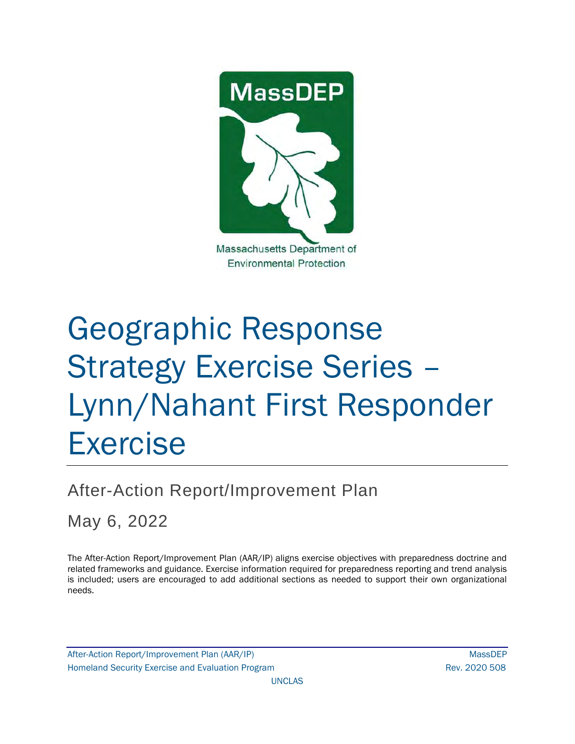MassDEP

Massachusetts Department of Environmental Protection

# Geographic Response Strategy Exercise Series – Lynn/Nahant First Responder Exercise

## After-Action Report/Improvement Plan

May 6, 2022

The After-Action Report/Improvement Plan (AAR/IP) aligns exercise objectives with preparedness doctrine and related frameworks and guidance. Exercise information required for preparedness reporting and trend analysis is included; users are encouraged to add additional sections as needed to support their own organizational needs.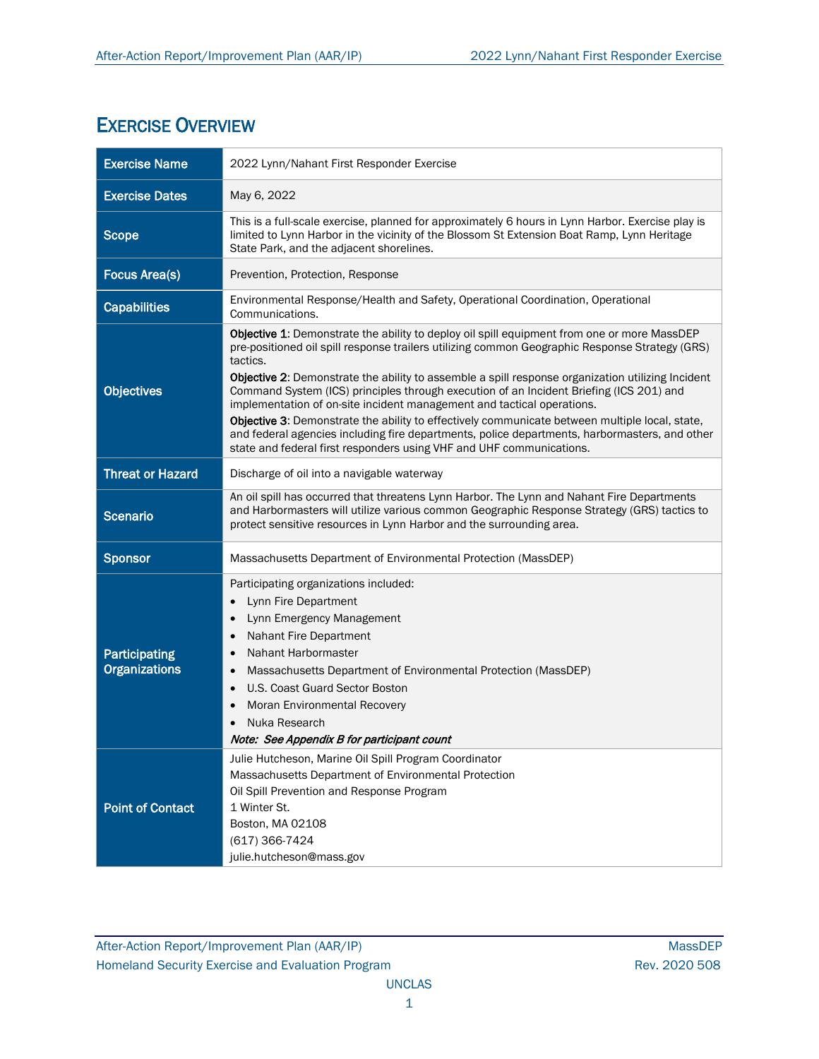# Exercise Overview

| | |
|---|---|
| **Exercise Name** | 2022 Lynn/Nahant First Responder Exercise |
| **Exercise Dates** | May 6, 2022 |
| **Scope** | This is a full-scale exercise, planned for approximately 6 hours in Lynn Harbor. Exercise play is limited to Lynn Harbor in the vicinity of the Blossom St Extension Boat Ramp, Lynn Heritage State Park, and the adjacent shorelines. |
| **Focus Area(s)** | Prevention, Protection, Response |
| **Capabilities** | Environmental Response/Health and Safety, Operational Coordination, Operational Communications. |
| **Objectives** | **Objective 1**: Demonstrate the ability to deploy oil spill equipment from one or more MassDEP pre-positioned oil spill response trailers utilizing common Geographic Response Strategy (GRS) tactics.<br>**Objective 2**: Demonstrate the ability to assemble a spill response organization utilizing Incident Command System (ICS) principles through execution of an Incident Briefing (ICS 201) and implementation of on-site incident management and tactical operations.<br>**Objective 3**: Demonstrate the ability to effectively communicate between multiple local, state, and federal agencies including fire departments, police departments, harbormasters, and other state and federal first responders using VHF and UHF communications. |
| **Threat or Hazard** | Discharge of oil into a navigable waterway |
| **Scenario** | An oil spill has occurred that threatens Lynn Harbor. The Lynn and Nahant Fire Departments and Harbormasters will utilize various common Geographic Response Strategy (GRS) tactics to protect sensitive resources in Lynn Harbor and the surrounding area. |
| **Sponsor** | Massachusetts Department of Environmental Protection (MassDEP) |
| **Participating Organizations** | Participating organizations included:<br>• Lynn Fire Department<br>• Lynn Emergency Management<br>• Nahant Fire Department<br>• Nahant Harbormaster<br>• Massachusetts Department of Environmental Protection (MassDEP)<br>• U.S. Coast Guard Sector Boston<br>• Moran Environmental Recovery<br>• Nuka Research<br>***Note: See Appendix B for participant count*** |
| **Point of Contact** | Julie Hutcheson, Marine Oil Spill Program Coordinator<br>Massachusetts Department of Environmental Protection<br>Oil Spill Prevention and Response Program<br>1 Winter St.<br>Boston, MA 02108<br>(617) 366-7424<br>julie.hutcheson@mass.gov |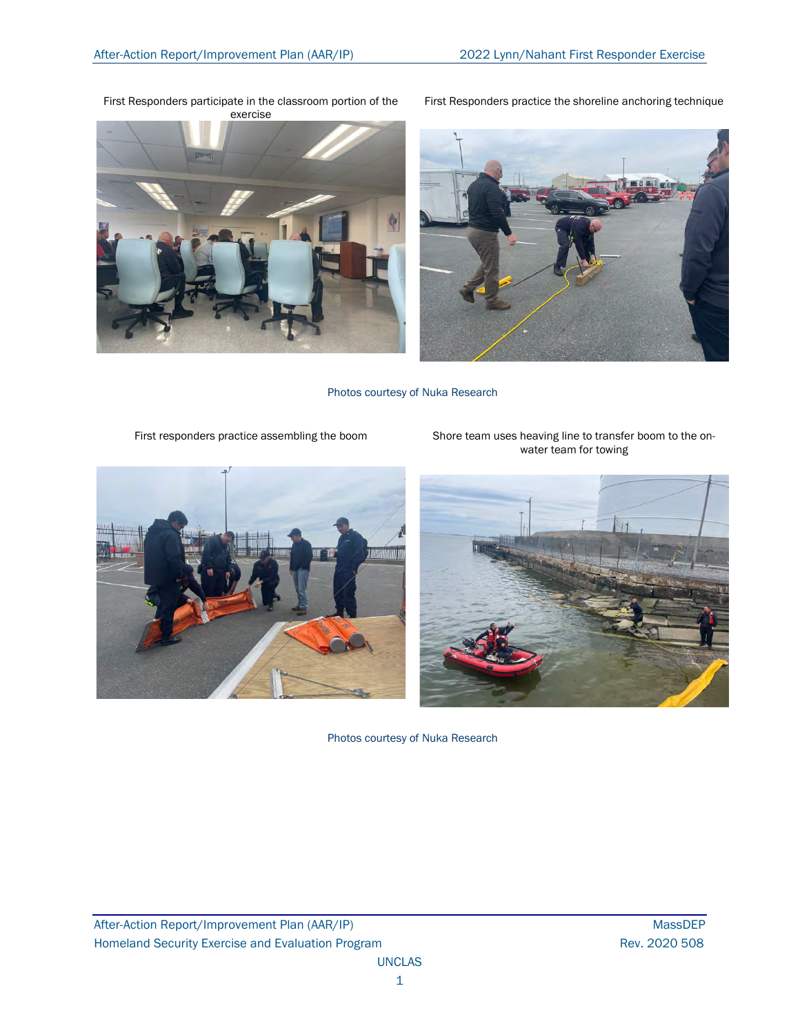First Responders participate in the classroom portion of the exercise

First Responders practice the shoreline anchoring technique

Photos courtesy of Nuka Research

First responders practice assembling the boom

Shore team uses heaving line to transfer boom to the on-water team for towing

Photos courtesy of Nuka Research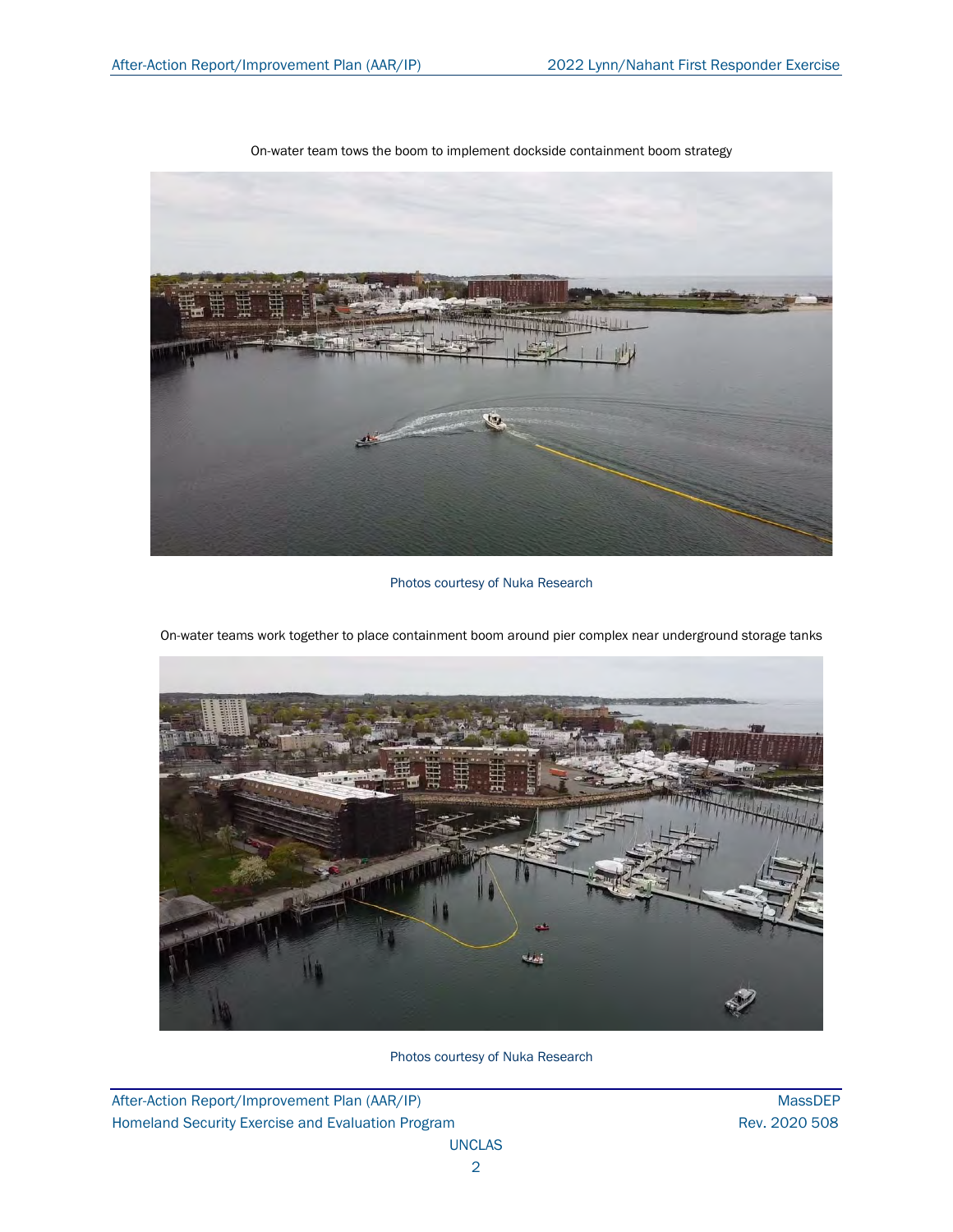On-water team tows the boom to implement dockside containment boom strategy

Photos courtesy of Nuka Research

On-water teams work together to place containment boom around pier complex near underground storage tanks

Photos courtesy of Nuka Research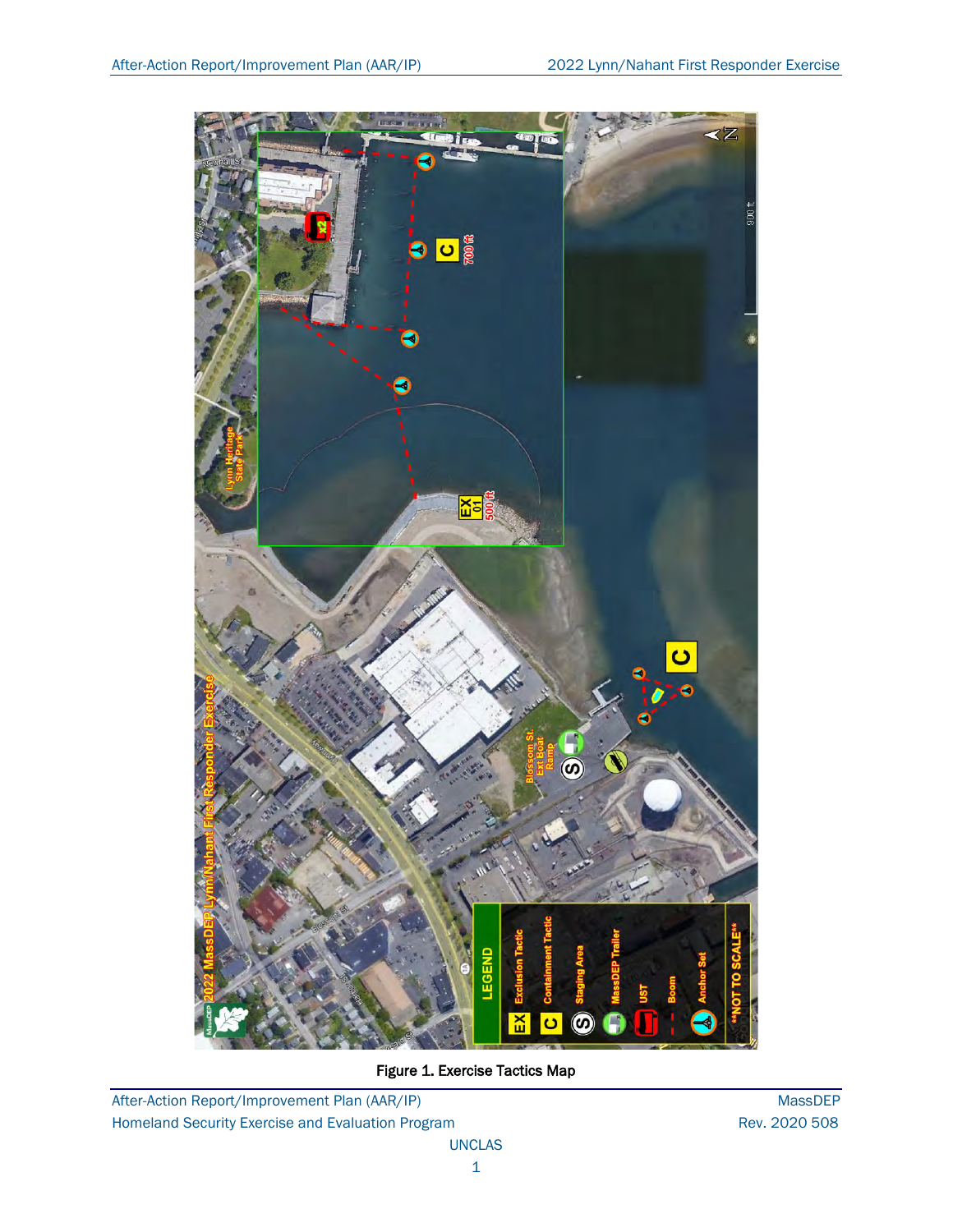Figure 1. Exercise Tactics Map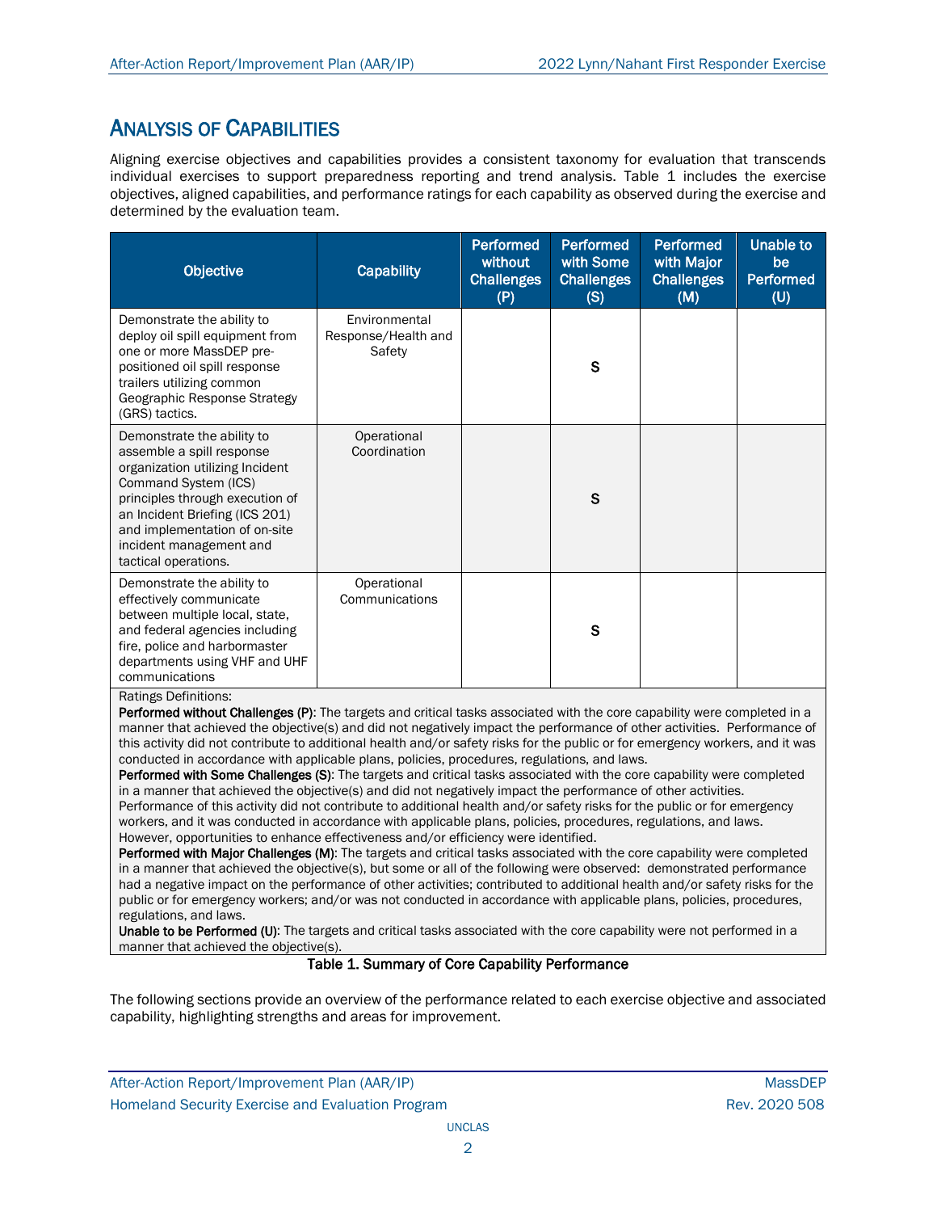## Analysis of Capabilities

Aligning exercise objectives and capabilities provides a consistent taxonomy for evaluation that transcends individual exercises to support preparedness reporting and trend analysis. Table 1 includes the exercise objectives, aligned capabilities, and performance ratings for each capability as observed during the exercise and determined by the evaluation team.

| Objective | Capability | Performed without Challenges (P) | Performed with Some Challenges (S) | Performed with Major Challenges (M) | Unable to be Performed (U) |
|---|---|---|---|---|---|
| Demonstrate the ability to deploy oil spill equipment from one or more MassDEP pre-positioned oil spill response trailers utilizing common Geographic Response Strategy (GRS) tactics. | Environmental Response/Health and Safety | | S | | |
| Demonstrate the ability to assemble a spill response organization utilizing Incident Command System (ICS) principles through execution of an Incident Briefing (ICS 201) and implementation of on-site incident management and tactical operations. | Operational Coordination | | S | | |
| Demonstrate the ability to effectively communicate between multiple local, state, and federal agencies including fire, police and harbormaster departments using VHF and UHF communications | Operational Communications | | S | | |

Ratings Definitions:

**Performed without Challenges (P)**: The targets and critical tasks associated with the core capability were completed in a manner that achieved the objective(s) and did not negatively impact the performance of other activities. Performance of this activity did not contribute to additional health and/or safety risks for the public or for emergency workers, and it was conducted in accordance with applicable plans, policies, procedures, regulations, and laws.

**Performed with Some Challenges (S)**: The targets and critical tasks associated with the core capability were completed in a manner that achieved the objective(s) and did not negatively impact the performance of other activities. Performance of this activity did not contribute to additional health and/or safety risks for the public or for emergency workers, and it was conducted in accordance with applicable plans, policies, procedures, regulations, and laws. However, opportunities to enhance effectiveness and/or efficiency were identified.

**Performed with Major Challenges (M)**: The targets and critical tasks associated with the core capability were completed in a manner that achieved the objective(s), but some or all of the following were observed: demonstrated performance had a negative impact on the performance of other activities; contributed to additional health and/or safety risks for the public or for emergency workers; and/or was not conducted in accordance with applicable plans, policies, procedures, regulations, and laws.

**Unable to be Performed (U)**: The targets and critical tasks associated with the core capability were not performed in a manner that achieved the objective(s).

**Table 1. Summary of Core Capability Performance**

The following sections provide an overview of the performance related to each exercise objective and associated capability, highlighting strengths and areas for improvement.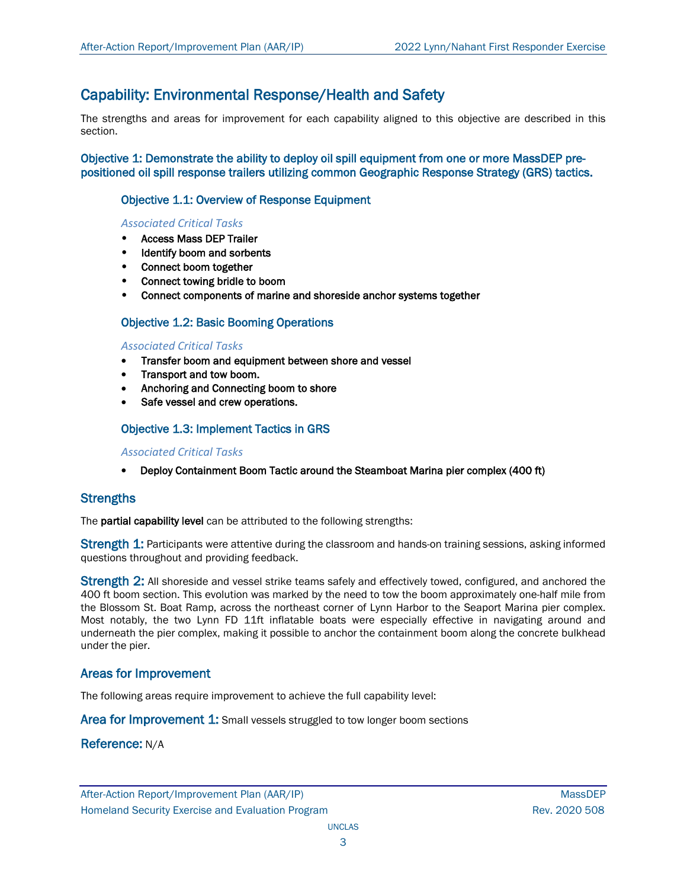## Capability: Environmental Response/Health and Safety

The strengths and areas for improvement for each capability aligned to this objective are described in this section.

### Objective 1: Demonstrate the ability to deploy oil spill equipment from one or more MassDEP pre-positioned oil spill response trailers utilizing common Geographic Response Strategy (GRS) tactics.

#### Objective 1.1: Overview of Response Equipment

*Associated Critical Tasks*

- Access Mass DEP Trailer
- Identify boom and sorbents
- Connect boom together
- Connect towing bridle to boom
- Connect components of marine and shoreside anchor systems together

#### Objective 1.2: Basic Booming Operations

*Associated Critical Tasks*

- Transfer boom and equipment between shore and vessel
- Transport and tow boom.
- Anchoring and Connecting boom to shore
- Safe vessel and crew operations.

#### Objective 1.3: Implement Tactics in GRS

*Associated Critical Tasks*

- Deploy Containment Boom Tactic around the Steamboat Marina pier complex (400 ft)

### Strengths

The **partial capability level** can be attributed to the following strengths:

**Strength 1:** Participants were attentive during the classroom and hands-on training sessions, asking informed questions throughout and providing feedback.

**Strength 2:** All shoreside and vessel strike teams safely and effectively towed, configured, and anchored the 400 ft boom section. This evolution was marked by the need to tow the boom approximately one-half mile from the Blossom St. Boat Ramp, across the northeast corner of Lynn Harbor to the Seaport Marina pier complex. Most notably, the two Lynn FD 11ft inflatable boats were especially effective in navigating around and underneath the pier complex, making it possible to anchor the containment boom along the concrete bulkhead under the pier.

### Areas for Improvement

The following areas require improvement to achieve the full capability level:

**Area for Improvement 1:** Small vessels struggled to tow longer boom sections

**Reference:** N/A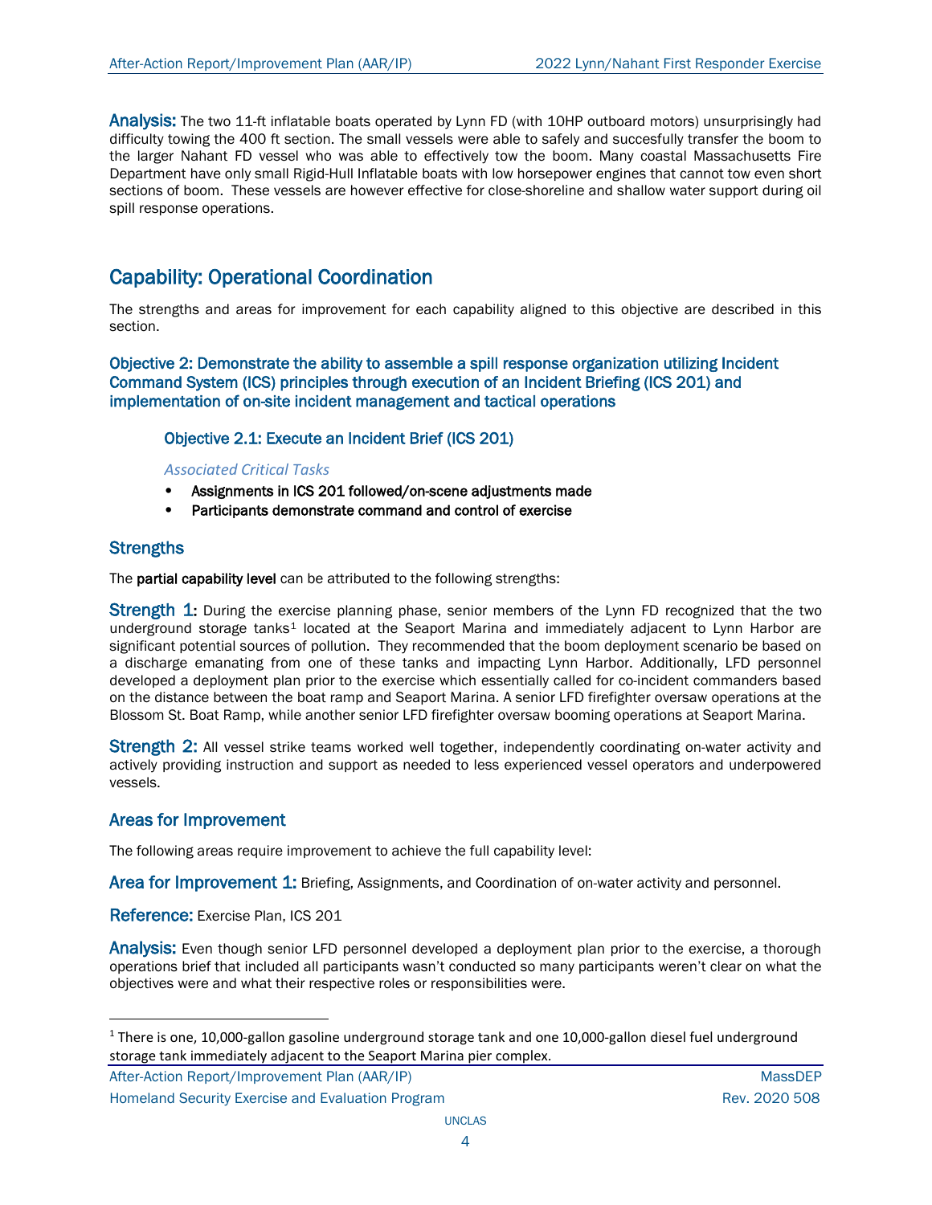**Analysis:** The two 11-ft inflatable boats operated by Lynn FD (with 10HP outboard motors) unsurprisingly had difficulty towing the 400 ft section. The small vessels were able to safely and succesfully transfer the boom to the larger Nahant FD vessel who was able to effectively tow the boom. Many coastal Massachusetts Fire Department have only small Rigid-Hull Inflatable boats with low horsepower engines that cannot tow even short sections of boom. These vessels are however effective for close-shoreline and shallow water support during oil spill response operations.

## Capability: Operational Coordination

The strengths and areas for improvement for each capability aligned to this objective are described in this section.

### Objective 2: Demonstrate the ability to assemble a spill response organization utilizing Incident Command System (ICS) principles through execution of an Incident Briefing (ICS 201) and implementation of on-site incident management and tactical operations

#### Objective 2.1: Execute an Incident Brief (ICS 201)

*Associated Critical Tasks*

- Assignments in ICS 201 followed/on-scene adjustments made
- Participants demonstrate command and control of exercise

### Strengths

The **partial capability level** can be attributed to the following strengths:

**Strength 1:** During the exercise planning phase, senior members of the Lynn FD recognized that the two underground storage tanks[1] located at the Seaport Marina and immediately adjacent to Lynn Harbor are significant potential sources of pollution. They recommended that the boom deployment scenario be based on a discharge emanating from one of these tanks and impacting Lynn Harbor. Additionally, LFD personnel developed a deployment plan prior to the exercise which essentially called for co-incident commanders based on the distance between the boat ramp and Seaport Marina. A senior LFD firefighter oversaw operations at the Blossom St. Boat Ramp, while another senior LFD firefighter oversaw booming operations at Seaport Marina.

**Strength 2:** All vessel strike teams worked well together, independently coordinating on-water activity and actively providing instruction and support as needed to less experienced vessel operators and underpowered vessels.

### Areas for Improvement

The following areas require improvement to achieve the full capability level:

**Area for Improvement 1:** Briefing, Assignments, and Coordination of on-water activity and personnel.

**Reference:** Exercise Plan, ICS 201

**Analysis:** Even though senior LFD personnel developed a deployment plan prior to the exercise, a thorough operations brief that included all participants wasn't conducted so many participants weren't clear on what the objectives were and what their respective roles or responsibilities were.

---

[1] There is one, 10,000-gallon gasoline underground storage tank and one 10,000-gallon diesel fuel underground storage tank immediately adjacent to the Seaport Marina pier complex.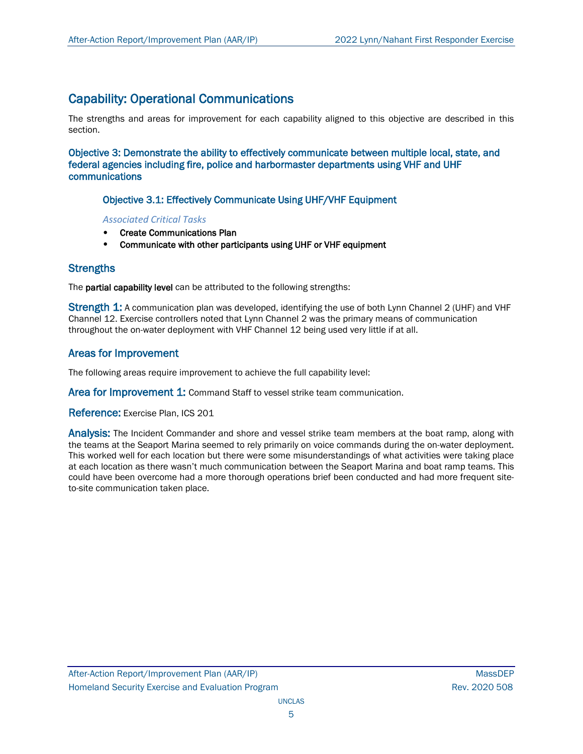## Capability: Operational Communications

The strengths and areas for improvement for each capability aligned to this objective are described in this section.

### Objective 3: Demonstrate the ability to effectively communicate between multiple local, state, and federal agencies including fire, police and harbormaster departments using VHF and UHF communications

#### Objective 3.1: Effectively Communicate Using UHF/VHF Equipment

*Associated Critical Tasks*

- **Create Communications Plan**
- **Communicate with other participants using UHF or VHF equipment**

### Strengths

The **partial capability level** can be attributed to the following strengths:

**Strength 1:** A communication plan was developed, identifying the use of both Lynn Channel 2 (UHF) and VHF Channel 12. Exercise controllers noted that Lynn Channel 2 was the primary means of communication throughout the on-water deployment with VHF Channel 12 being used very little if at all.

### Areas for Improvement

The following areas require improvement to achieve the full capability level:

**Area for Improvement 1:** Command Staff to vessel strike team communication.

**Reference:** Exercise Plan, ICS 201

**Analysis:** The Incident Commander and shore and vessel strike team members at the boat ramp, along with the teams at the Seaport Marina seemed to rely primarily on voice commands during the on-water deployment. This worked well for each location but there were some misunderstandings of what activities were taking place at each location as there wasn't much communication between the Seaport Marina and boat ramp teams. This could have been overcome had a more thorough operations brief been conducted and had more frequent site-to-site communication taken place.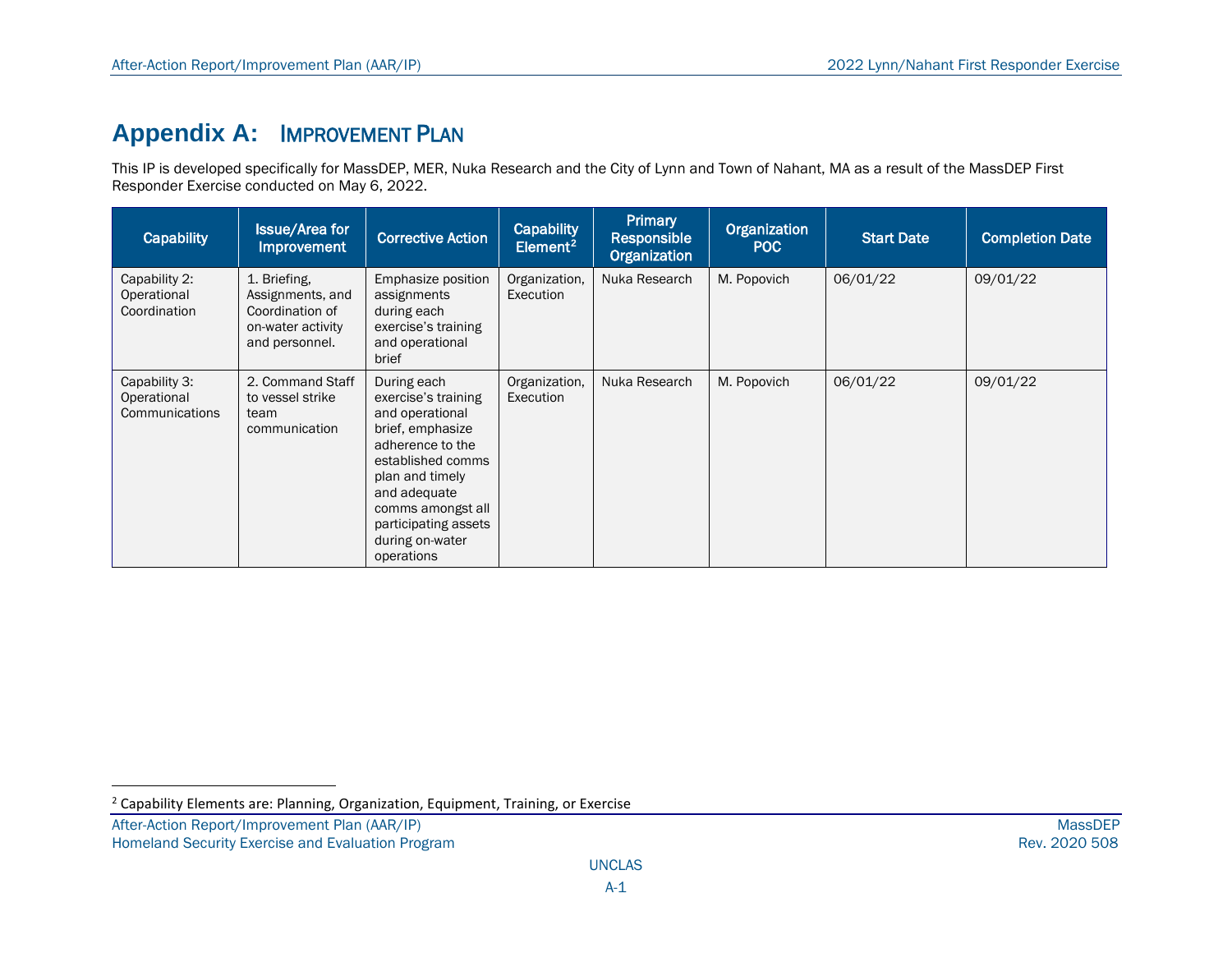# Appendix A: Improvement Plan

This IP is developed specifically for MassDEP, MER, Nuka Research and the City of Lynn and Town of Nahant, MA as a result of the MassDEP First Responder Exercise conducted on May 6, 2022.

| Capability | Issue/Area for Improvement | Corrective Action | Capability Element[2] | Primary Responsible Organization | Organization POC | Start Date | Completion Date |
|---|---|---|---|---|---|---|---|
| Capability 2: Operational Coordination | 1. Briefing, Assignments, and Coordination of on-water activity and personnel. | Emphasize position assignments during each exercise's training and operational brief | Organization, Execution | Nuka Research | M. Popovich | 06/01/22 | 09/01/22 |
| Capability 3: Operational Communications | 2. Command Staff to vessel strike team communication | During each exercise's training and operational brief, emphasize adherence to the established comms plan and timely and adequate comms amongst all participating assets during on-water operations | Organization, Execution | Nuka Research | M. Popovich | 06/01/22 | 09/01/22 |

[2] Capability Elements are: Planning, Organization, Equipment, Training, or Exercise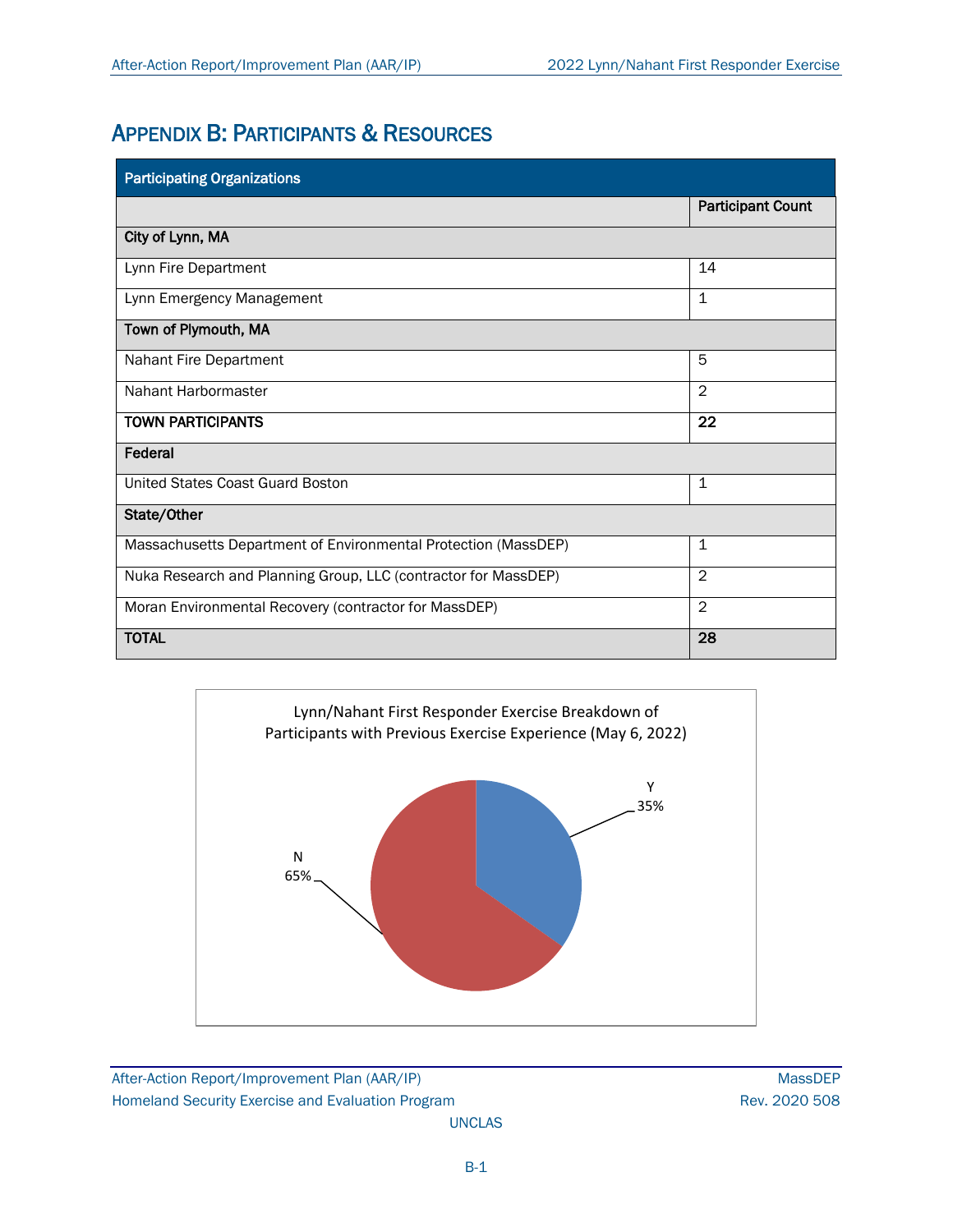# Appendix B: Participants & Resources

| Participating Organizations | |
|---|---|
| | **Participant Count** |
| **City of Lynn, MA** | |
| Lynn Fire Department | 14 |
| Lynn Emergency Management | 1 |
| **Town of Plymouth, MA** | |
| Nahant Fire Department | 5 |
| Nahant Harbormaster | 2 |
| **TOWN PARTICIPANTS** | **22** |
| **Federal** | |
| United States Coast Guard Boston | 1 |
| **State/Other** | |
| Massachusetts Department of Environmental Protection (MassDEP) | 1 |
| Nuka Research and Planning Group, LLC (contractor for MassDEP) | 2 |
| Moran Environmental Recovery (contractor for MassDEP) | 2 |
| **TOTAL** | **28** |

Lynn/Nahant First Responder Exercise Breakdown of Participants with Previous Exercise Experience (May 6, 2022)

| Previous Exercise Experience | Percentage |
|---|---|
| Y | 35% |
| N | 65% |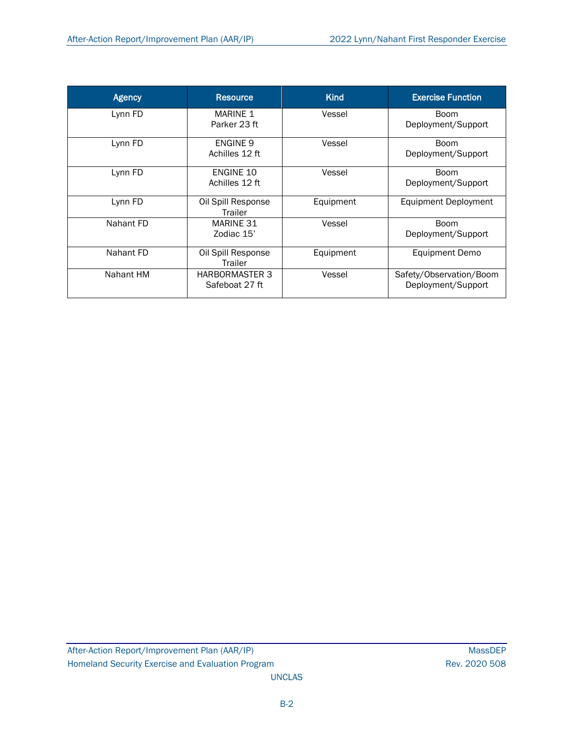| Agency | Resource | Kind | Exercise Function |
| --- | --- | --- | --- |
| Lynn FD | MARINE 1 Parker 23 ft | Vessel | Boom Deployment/Support |
| Lynn FD | ENGINE 9 Achilles 12 ft | Vessel | Boom Deployment/Support |
| Lynn FD | ENGINE 10 Achilles 12 ft | Vessel | Boom Deployment/Support |
| Lynn FD | Oil Spill Response Trailer | Equipment | Equipment Deployment |
| Nahant FD | MARINE 31 Zodiac 15’ | Vessel | Boom Deployment/Support |
| Nahant FD | Oil Spill Response Trailer | Equipment | Equipment Demo |
| Nahant HM | HARBORMASTER 3 Safeboat 27 ft | Vessel | Safety/Observation/Boom Deployment/Support |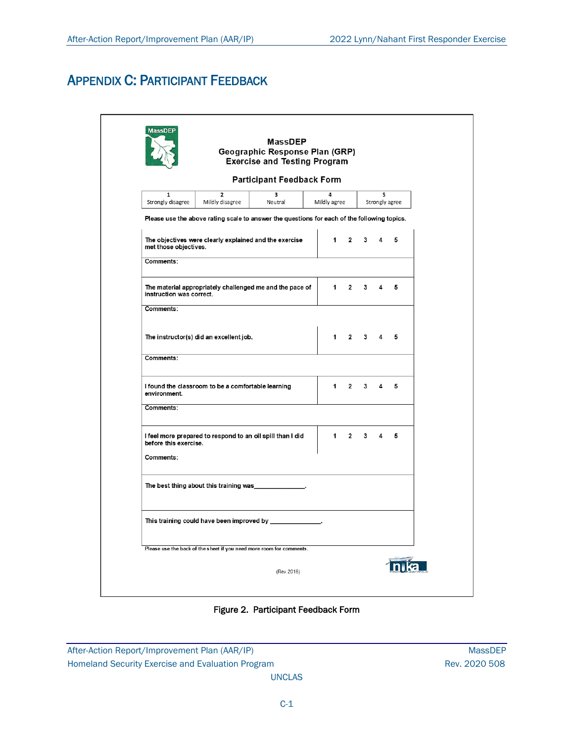# APPENDIX C: PARTICIPANT FEEDBACK

**MassDEP**
**Geographic Response Plan (GRP)**
**Exercise and Testing Program**

**Participant Feedback Form**

| 1 | 2 | 3 | 4 | 5 |
|---|---|---|---|---|
| Strongly disagree | Mildly disagree | Neutral | Mildly agree | Strongly agree |

**Please use the above rating scale to answer the questions for each of the following topics.**

| Topic | Rating |
|---|---|
| The objectives were clearly explained and the exercise met those objectives. | 1 2 3 4 5 |
| Comments: | |
| The material appropriately challenged me and the pace of instruction was correct. | 1 2 3 4 5 |
| Comments: | |
| The instructor(s) did an excellent job. | 1 2 3 4 5 |
| Comments: | |
| I found the classroom to be a comfortable learning environment. | 1 2 3 4 5 |
| Comments: | |
| I feel more prepared to respond to an oil spill than I did before this exercise. | 1 2 3 4 5 |
| Comments: | |

The best thing about this training was______________.

This training could have been improved by ______________.

Please use the back of the sheet if you need more room for comments.

(Rev 2016)

Figure 2. Participant Feedback Form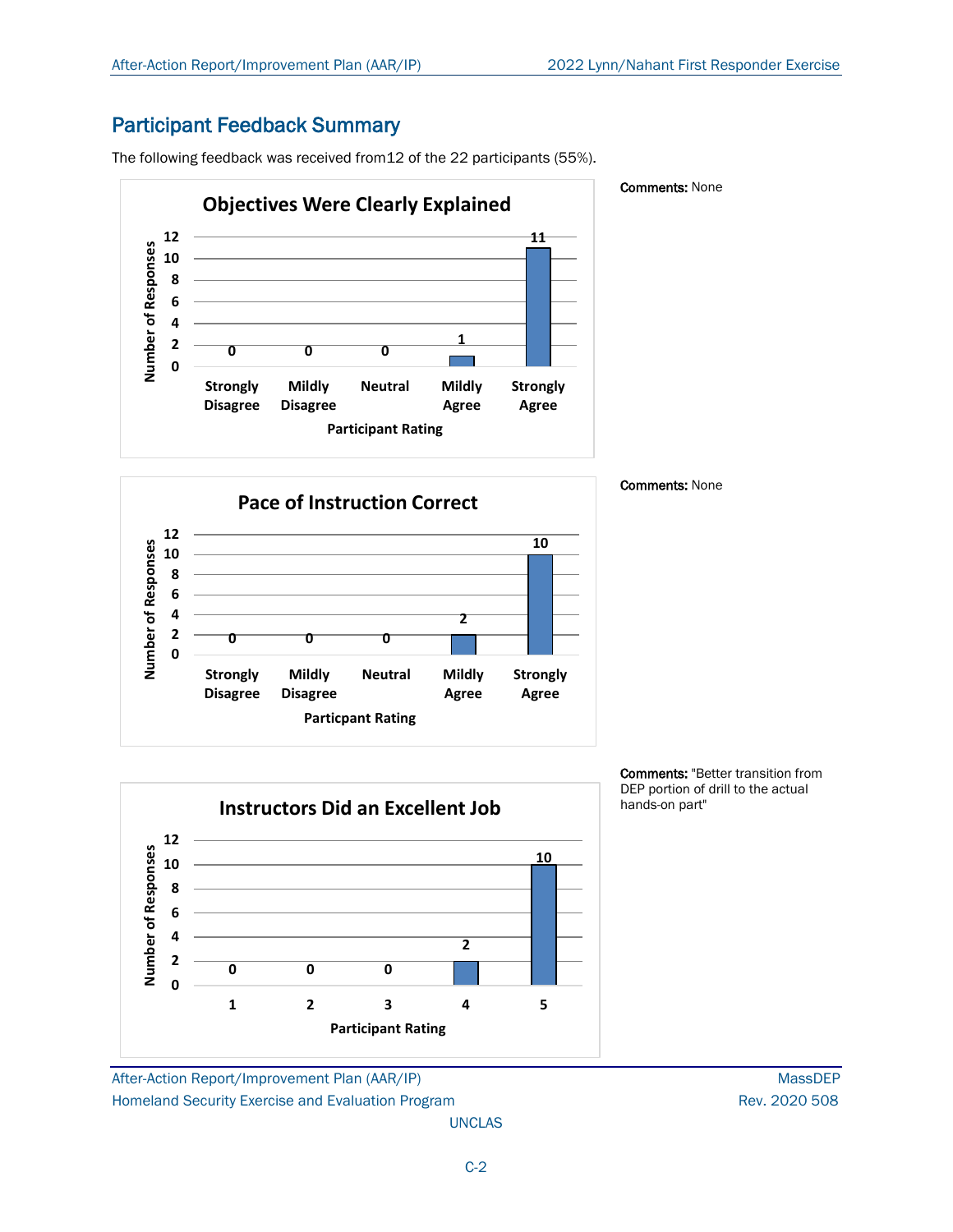## Participant Feedback Summary

The following feedback was received from12 of the 22 participants (55%).

**Objectives Were Clearly Explained**

| Participant Rating | Number of Responses |
|---|---|
| Strongly Disagree | 0 |
| Mildly Disagree | 0 |
| Neutral | 0 |
| Mildly Agree | 1 |
| Strongly Agree | 11 |

**Comments:** None

**Pace of Instruction Correct**

| Particpant Rating | Number of Responses |
|---|---|
| Strongly Disagree | 0 |
| Mildly Disagree | 0 |
| Neutral | 0 |
| Mildly Agree | 2 |
| Strongly Agree | 10 |

**Comments:** None

**Instructors Did an Excellent Job**

| Participant Rating | Number of Responses |
|---|---|
| 1 | 0 |
| 2 | 0 |
| 3 | 0 |
| 4 | 2 |
| 5 | 10 |

**Comments:** "Better transition from DEP portion of drill to the actual hands-on part"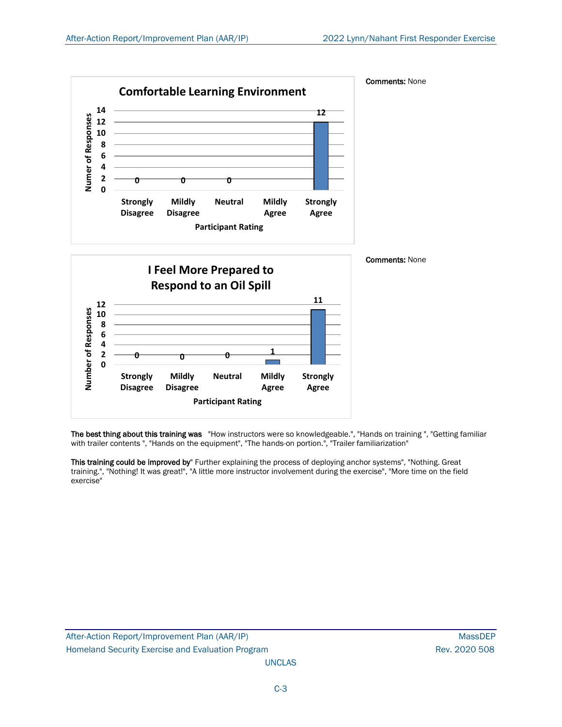Comfortable Learning Environment

Numer of Responses

14
12
10
8
6
4
2
0

0 0 0 12

Strongly Disagree
Mildly Disagree
Neutral
Mildly Agree
Strongly Agree

Participant Rating

**Comments:** None

I Feel More Prepared to Respond to an Oil Spill

Number of Responses

12
10
8
6
4
2
0

0 0 0 1 11

Strongly Disagree
Mildly Disagree
Neutral
Mildly Agree
Strongly Agree

Participant Rating

**Comments:** None

**The best thing about this training was** "How instructors were so knowledgeable.", "Hands on training ", "Getting familiar with trailer contents ", "Hands on the equipment", "The hands-on portion.", "Trailer familiarization"

**This training could be improved by**" Further explaining the process of deploying anchor systems", "Nothing. Great training.", "Nothing! It was great!", "A little more instructor involvement during the exercise", "More time on the field exercise"